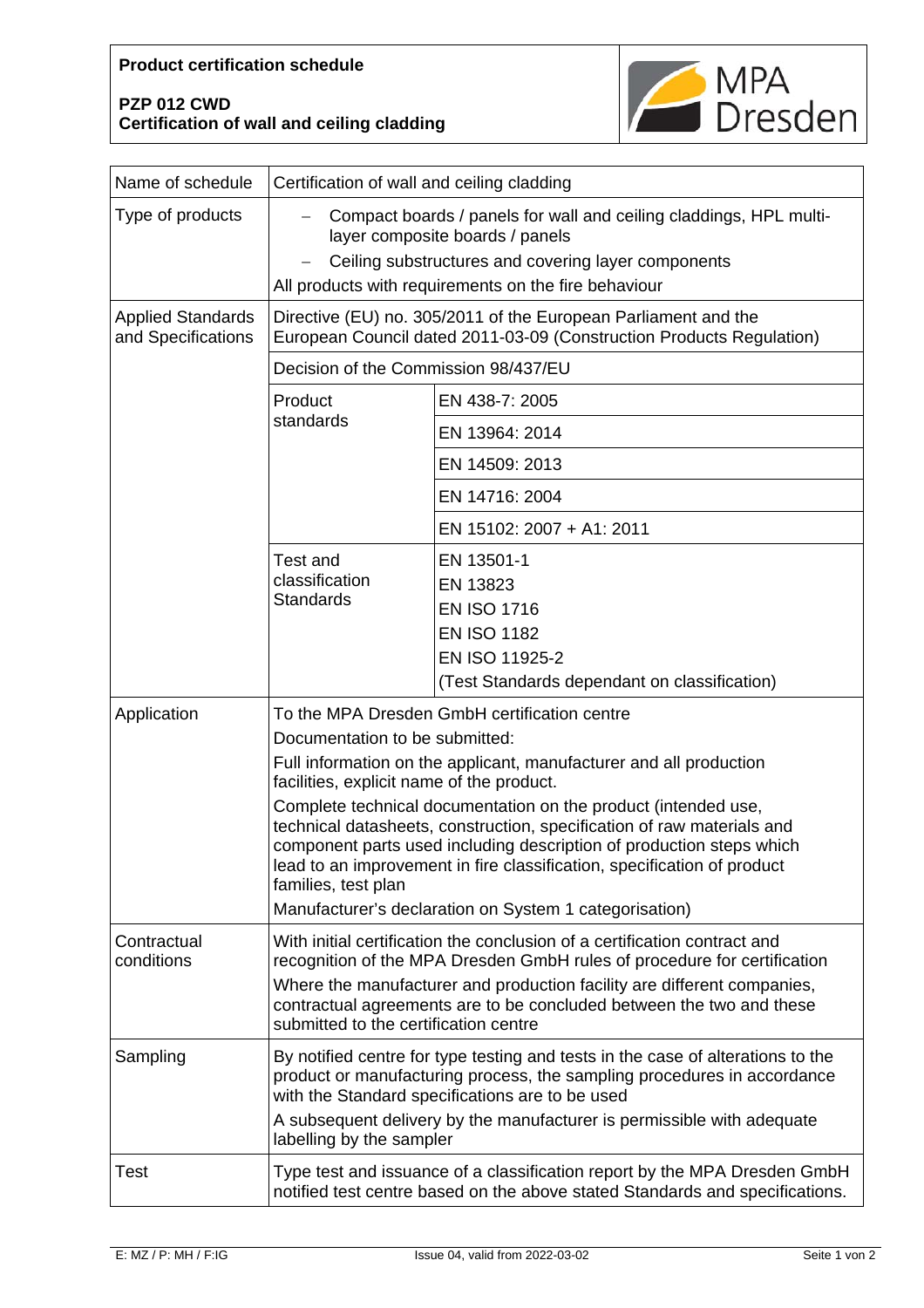**Product certification schedule**

**PZP 012 CWD**
**Certification of wall and ceiling cladding**

MPA Dresden

| Name of schedule | Certification of wall and ceiling cladding | |
|---|---|---|
| Type of products | – Compact boards / panels for wall and ceiling claddings, HPL multi-layer composite boards / panels<br>– Ceiling substructures and covering layer components<br>All products with requirements on the fire behaviour | |
| Applied Standards and Specifications | Directive (EU) no. 305/2011 of the European Parliament and the European Council dated 2011-03-09 (Construction Products Regulation) | |
| | Decision of the Commission 98/437/EU | |
| | Product standards | EN 438-7: 2005 |
| | | EN 13964: 2014 |
| | | EN 14509: 2013 |
| | | EN 14716: 2004 |
| | | EN 15102: 2007 + A1: 2011 |
| | Test and classification Standards | EN 13501-1<br>EN 13823<br>EN ISO 1716<br>EN ISO 1182<br>EN ISO 11925-2<br>(Test Standards dependant on classification) |
| Application | To the MPA Dresden GmbH certification centre<br>Documentation to be submitted:<br>Full information on the applicant, manufacturer and all production facilities, explicit name of the product.<br>Complete technical documentation on the product (intended use, technical datasheets, construction, specification of raw materials and component parts used including description of production steps which lead to an improvement in fire classification, specification of product families, test plan<br>Manufacturer's declaration on System 1 categorisation) | |
| Contractual conditions | With initial certification the conclusion of a certification contract and recognition of the MPA Dresden GmbH rules of procedure for certification<br>Where the manufacturer and production facility are different companies, contractual agreements are to be concluded between the two and these submitted to the certification centre | |
| Sampling | By notified centre for type testing and tests in the case of alterations to the product or manufacturing process, the sampling procedures in accordance with the Standard specifications are to be used<br>A subsequent delivery by the manufacturer is permissible with adequate labelling by the sampler | |
| Test | Type test and issuance of a classification report by the MPA Dresden GmbH notified test centre based on the above stated Standards and specifications. | |

E: MZ / P: MH / F:IG — Issue 04, valid from 2022-03-02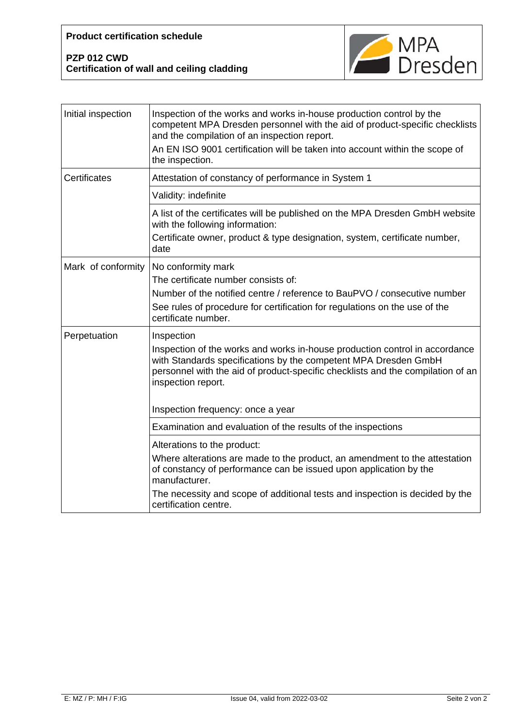**Product certification schedule**

**PZP 012 CWD**
**Certification of wall and ceiling cladding**

| | |
|---|---|
| Initial inspection | Inspection of the works and works in-house production control by the competent MPA Dresden personnel with the aid of product-specific checklists and the compilation of an inspection report.<br>An EN ISO 9001 certification will be taken into account within the scope of the inspection. |
| Certificates | Attestation of constancy of performance in System 1 |
| | Validity: indefinite |
| | A list of the certificates will be published on the MPA Dresden GmbH website with the following information:<br>Certificate owner, product & type designation, system, certificate number, date |
| Mark of conformity | No conformity mark<br>The certificate number consists of:<br>Number of the notified centre / reference to BauPVO / consecutive number<br>See rules of procedure for certification for regulations on the use of the certificate number. |
| Perpetuation | Inspection<br>Inspection of the works and works in-house production control in accordance with Standards specifications by the competent MPA Dresden GmbH personnel with the aid of product-specific checklists and the compilation of an inspection report.<br><br>Inspection frequency: once a year |
| | Examination and evaluation of the results of the inspections |
| | Alterations to the product:<br>Where alterations are made to the product, an amendment to the attestation of constancy of performance can be issued upon application by the manufacturer.<br>The necessity and scope of additional tests and inspection is decided by the certification centre. |

E: MZ / P: MH / F:IG    Issue 04, valid from 2022-03-02